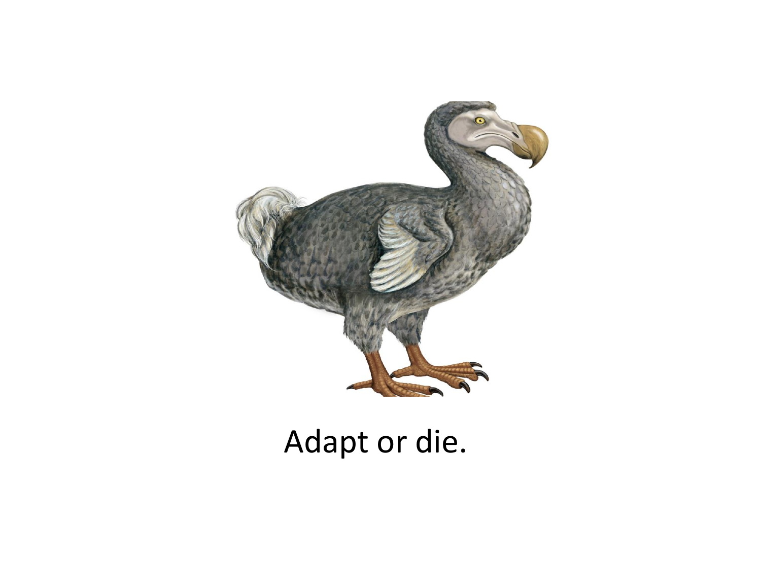Adapt or die.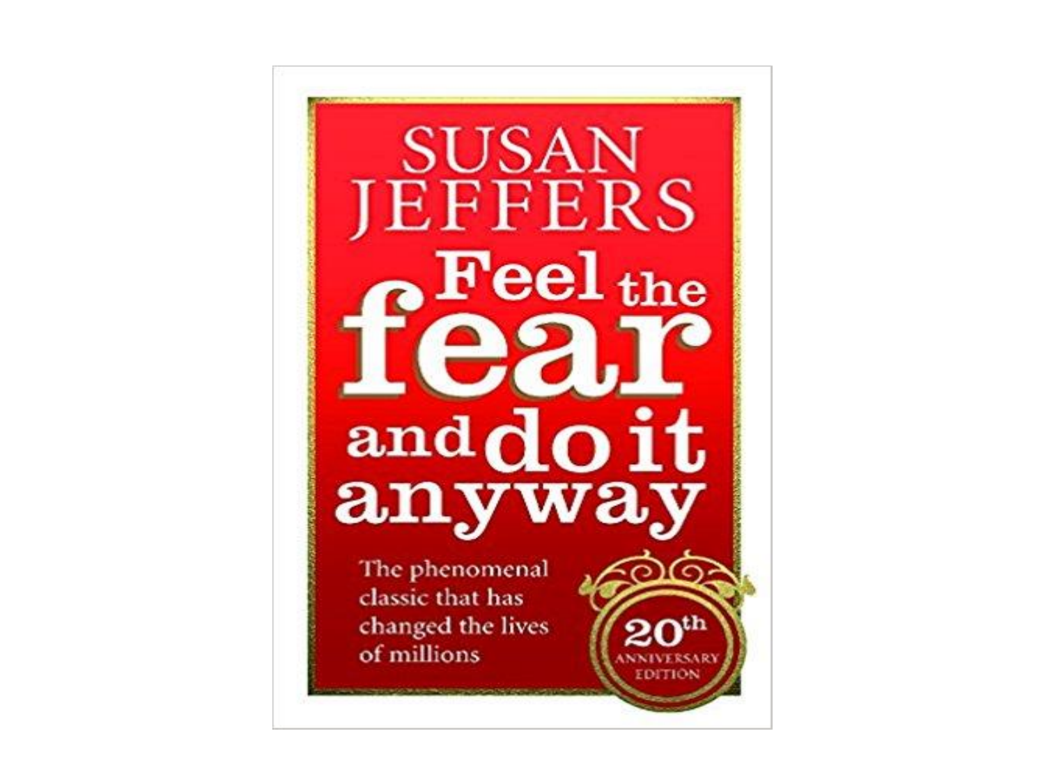SUSAN JEFFERS

# Feel the fear and do it anyway

The phenomenal classic that has changed the lives of millions

20th ANNIVERSARY EDITION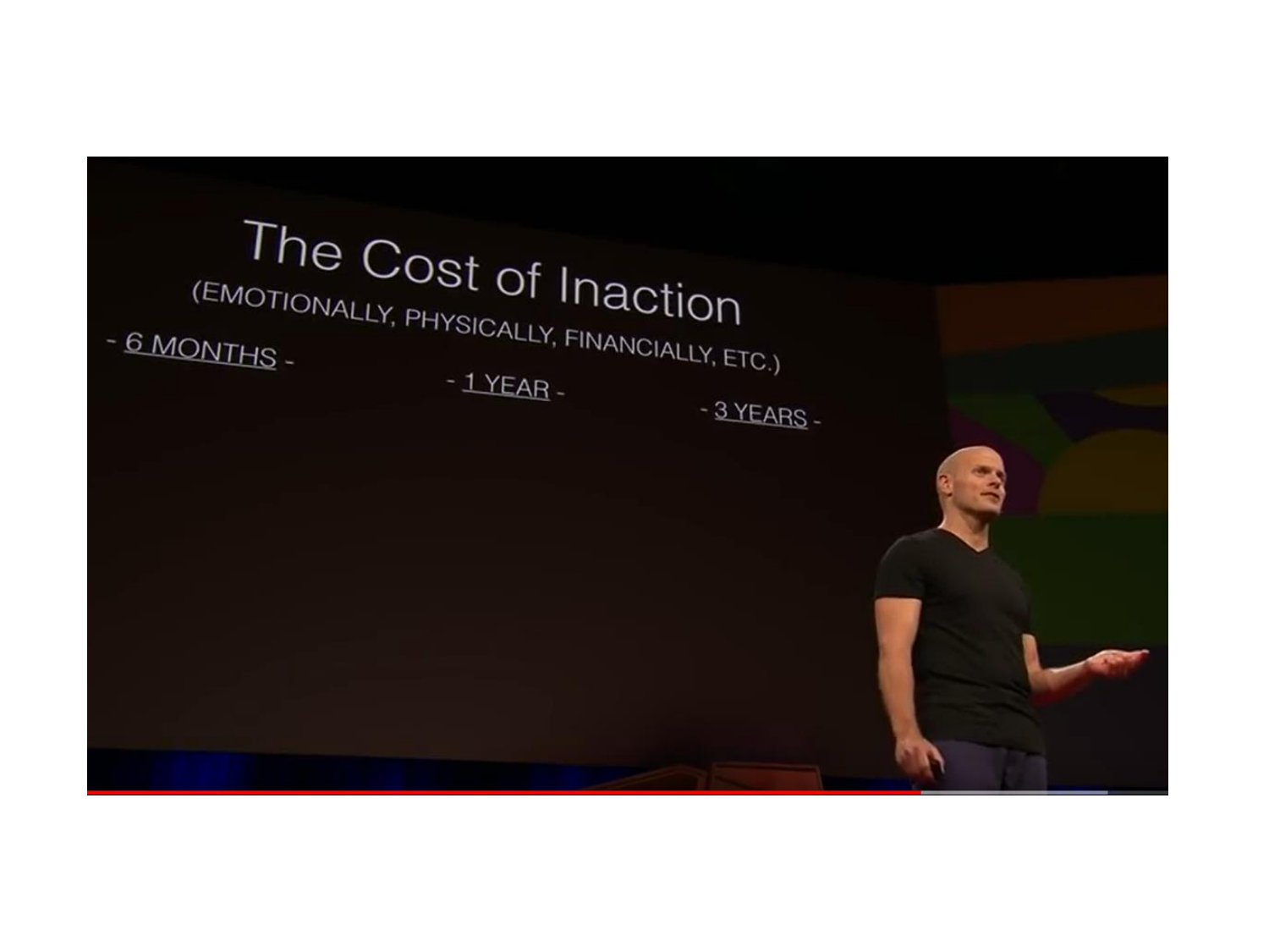# The Cost of Inaction

(EMOTIONALLY, PHYSICALLY, FINANCIALLY, ETC.)

- 6 MONTHS -

- 1 YEAR -

- 3 YEARS -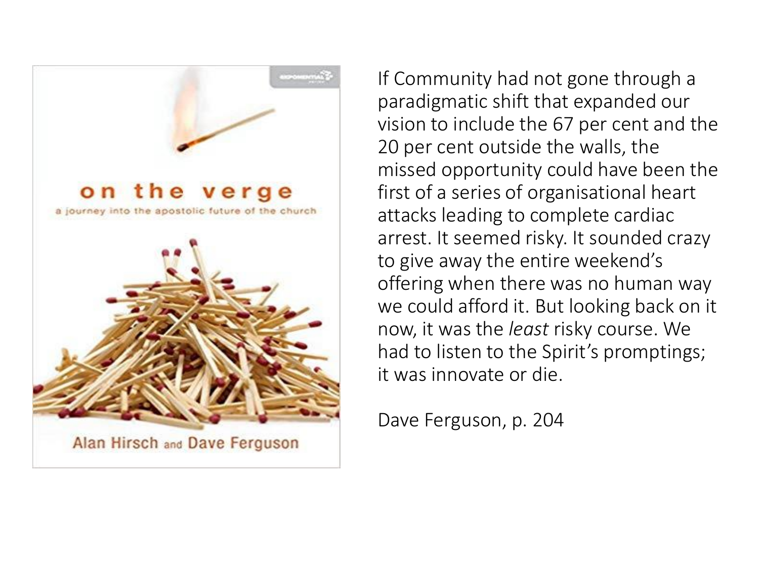If Community had not gone through a paradigmatic shift that expanded our vision to include the 67 per cent and the 20 per cent outside the walls, the missed opportunity could have been the first of a series of organisational heart attacks leading to complete cardiac arrest. It seemed risky. It sounded crazy to give away the entire weekend's offering when there was no human way we could afford it. But looking back on it now, it was the *least* risky course. We had to listen to the Spirit's promptings; it was innovate or die.

Dave Ferguson, p. 204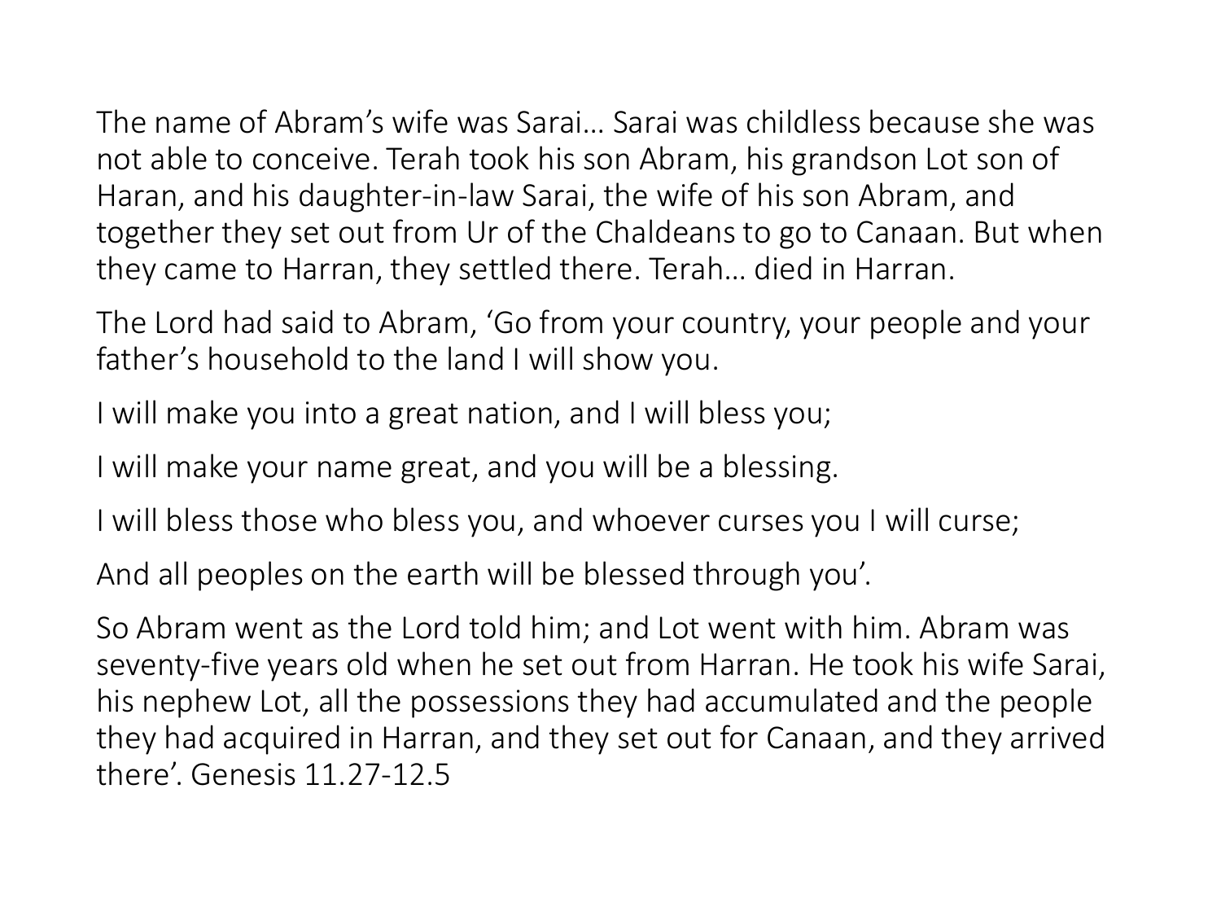The name of Abram's wife was Sarai… Sarai was childless because she was not able to conceive. Terah took his son Abram, his grandson Lot son of Haran, and his daughter-in-law Sarai, the wife of his son Abram, and together they set out from Ur of the Chaldeans to go to Canaan. But when they came to Harran, they settled there. Terah… died in Harran.

The Lord had said to Abram, 'Go from your country, your people and your father's household to the land I will show you.

I will make you into a great nation, and I will bless you;

I will make your name great, and you will be a blessing.

I will bless those who bless you, and whoever curses you I will curse;

And all peoples on the earth will be blessed through you'.

So Abram went as the Lord told him; and Lot went with him. Abram was seventy-five years old when he set out from Harran. He took his wife Sarai, his nephew Lot, all the possessions they had accumulated and the people they had acquired in Harran, and they set out for Canaan, and they arrived there'. Genesis 11.27-12.5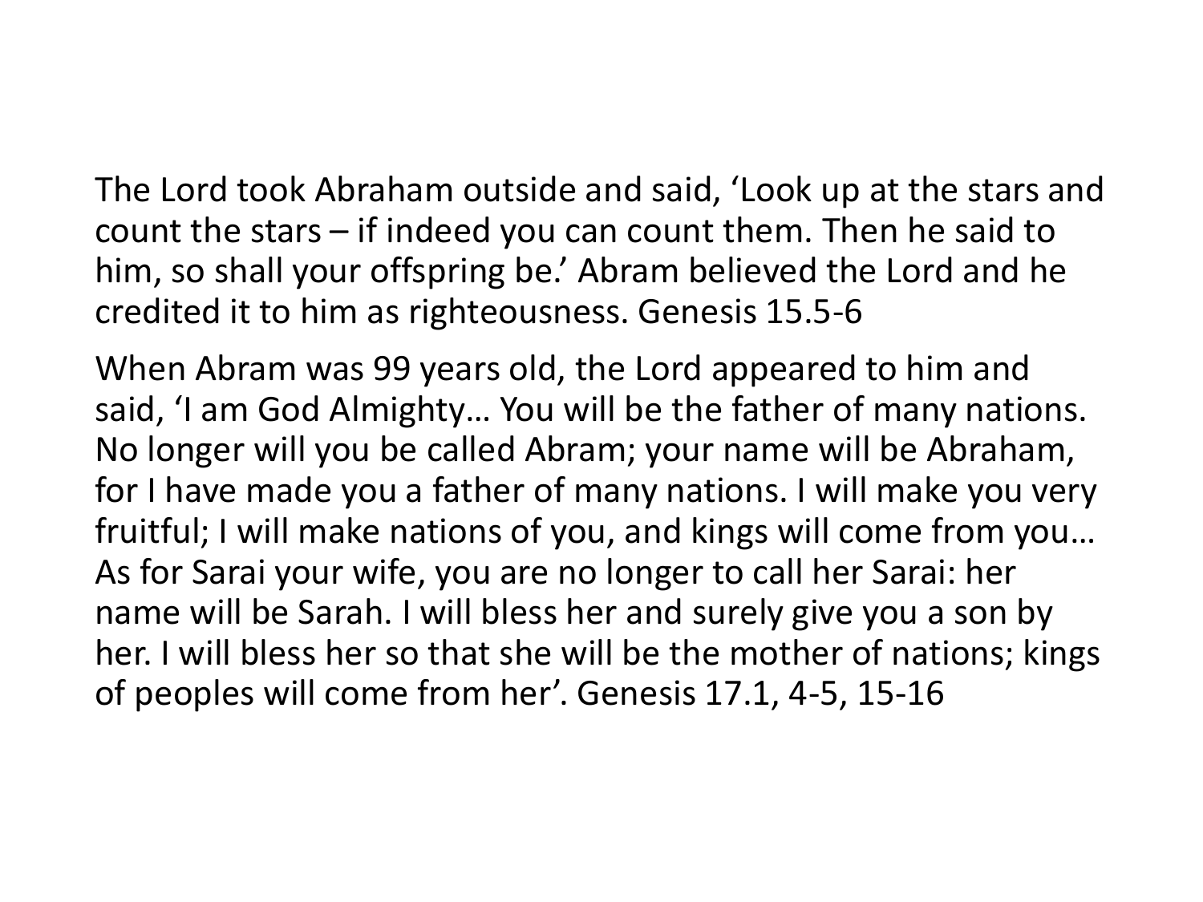The Lord took Abraham outside and said, 'Look up at the stars and count the stars – if indeed you can count them. Then he said to him, so shall your offspring be.' Abram believed the Lord and he credited it to him as righteousness. Genesis 15.5-6

When Abram was 99 years old, the Lord appeared to him and said, 'I am God Almighty… You will be the father of many nations. No longer will you be called Abram; your name will be Abraham, for I have made you a father of many nations. I will make you very fruitful; I will make nations of you, and kings will come from you… As for Sarai your wife, you are no longer to call her Sarai: her name will be Sarah. I will bless her and surely give you a son by her. I will bless her so that she will be the mother of nations; kings of peoples will come from her'. Genesis 17.1, 4-5, 15-16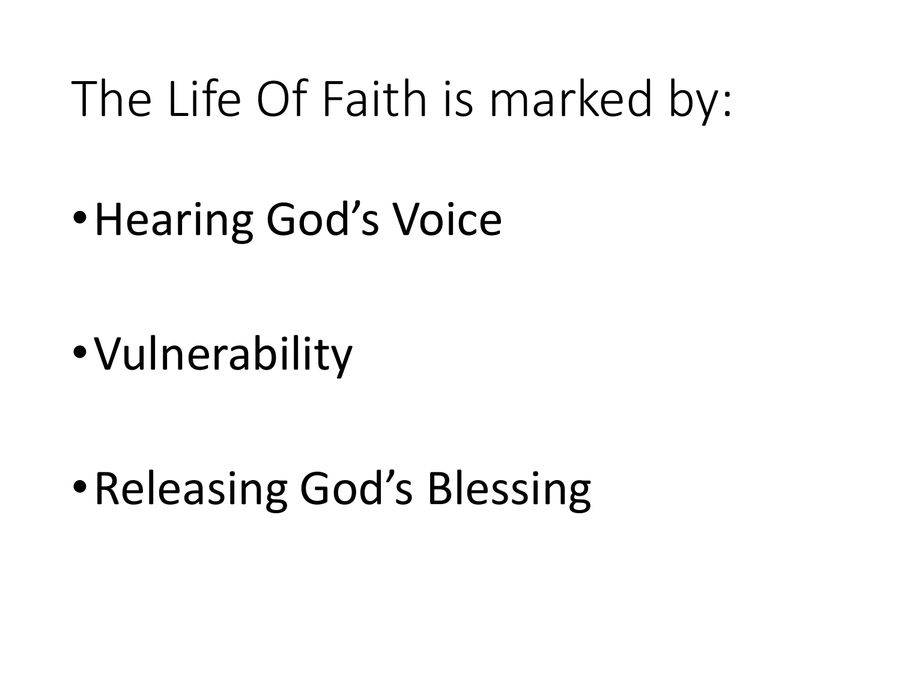# The Life Of Faith is marked by:

- Hearing God’s Voice
- Vulnerability
- Releasing God’s Blessing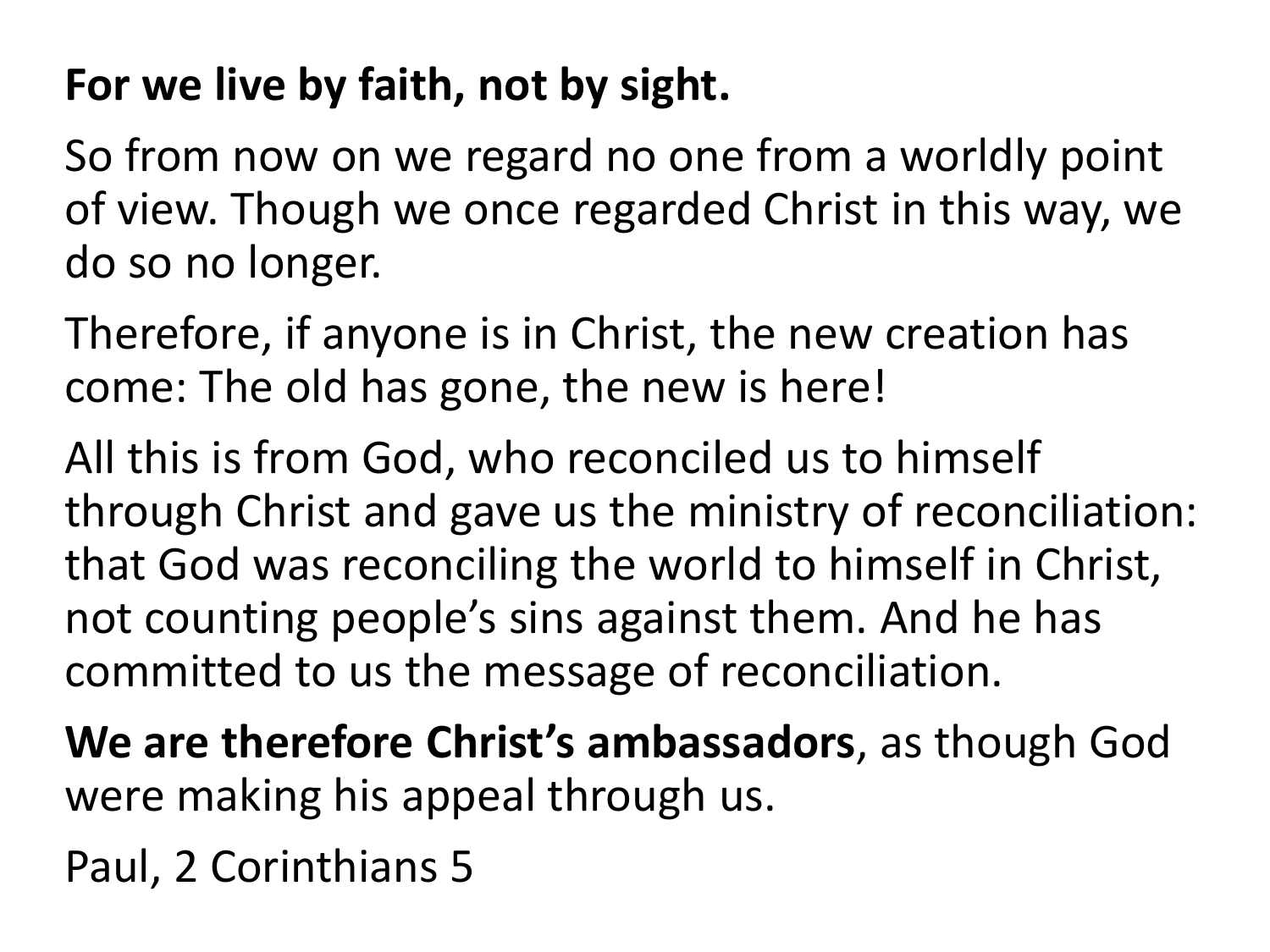**For we live by faith, not by sight.**

So from now on we regard no one from a worldly point of view. Though we once regarded Christ in this way, we do so no longer.

Therefore, if anyone is in Christ, the new creation has come: The old has gone, the new is here!

All this is from God, who reconciled us to himself through Christ and gave us the ministry of reconciliation: that God was reconciling the world to himself in Christ, not counting people's sins against them. And he has committed to us the message of reconciliation.

**We are therefore Christ's ambassadors**, as though God were making his appeal through us.

Paul, 2 Corinthians 5